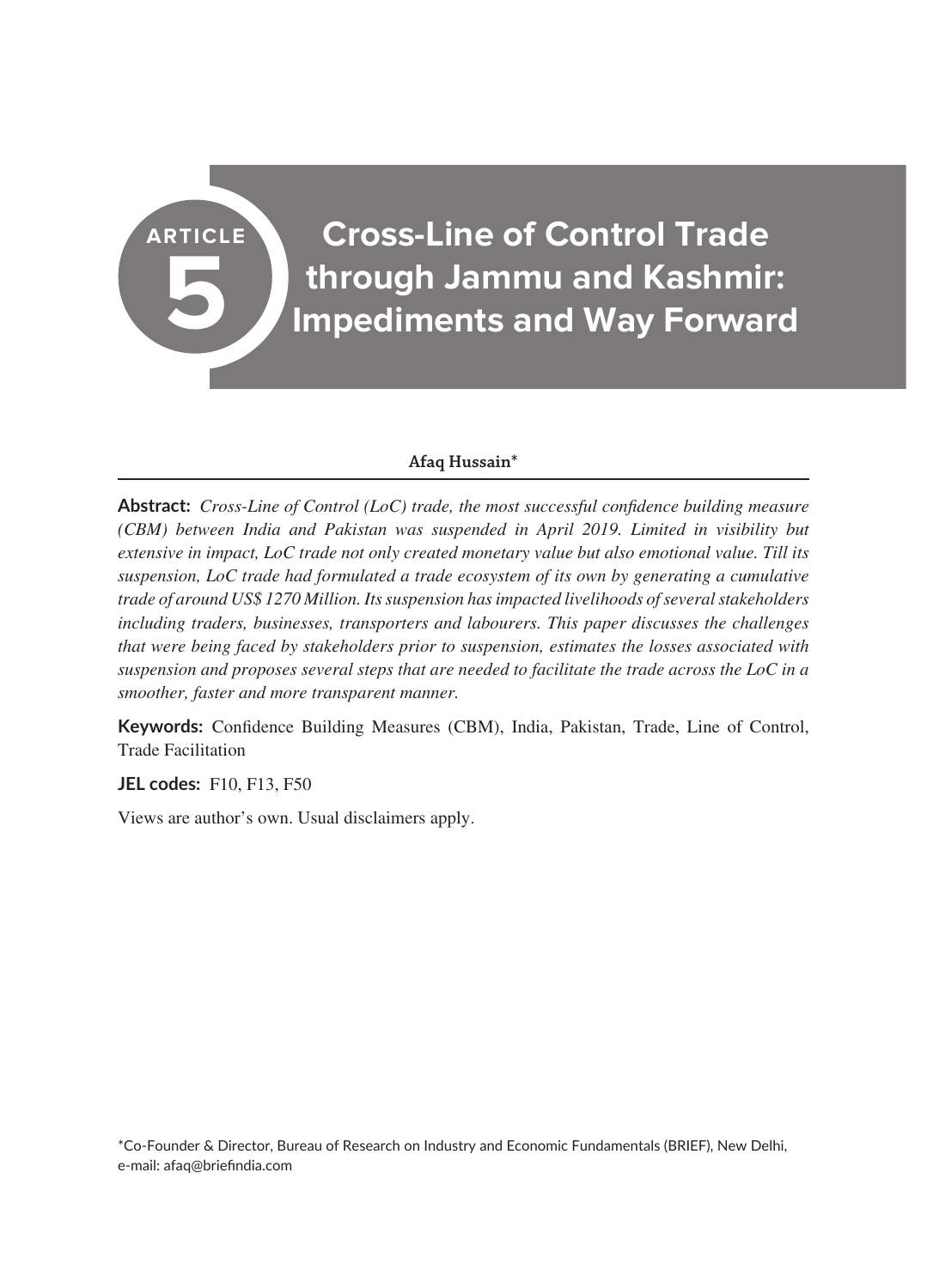ARTICLE 5

# Cross-Line of Control Trade through Jammu and Kashmir: Impediments and Way Forward

**Afaq Hussain***

**Abstract:** *Cross-Line of Control (LoC) trade, the most successful confidence building measure (CBM) between India and Pakistan was suspended in April 2019. Limited in visibility but extensive in impact, LoC trade not only created monetary value but also emotional value. Till its suspension, LoC trade had formulated a trade ecosystem of its own by generating a cumulative trade of around US$ 1270 Million. Its suspension has impacted livelihoods of several stakeholders including traders, businesses, transporters and labourers. This paper discusses the challenges that were being faced by stakeholders prior to suspension, estimates the losses associated with suspension and proposes several steps that are needed to facilitate the trade across the LoC in a smoother, faster and more transparent manner.*

**Keywords:** Confidence Building Measures (CBM), India, Pakistan, Trade, Line of Control, Trade Facilitation

**JEL codes:** F10, F13, F50

Views are author's own. Usual disclaimers apply.

*Co-Founder & Director, Bureau of Research on Industry and Economic Fundamentals (BRIEF), New Delhi, e-mail: afaq@briefindia.com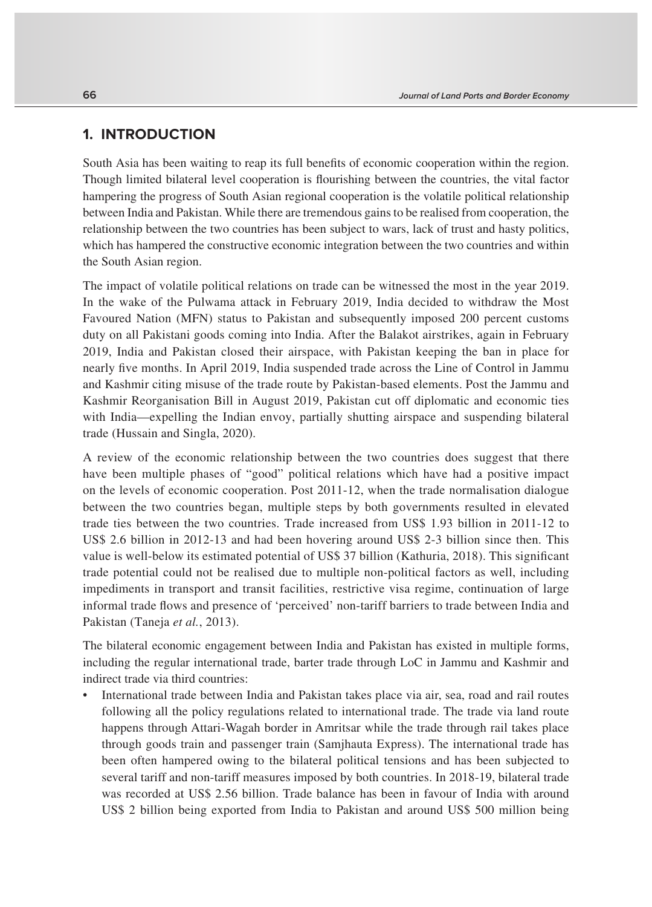## 1. INTRODUCTION

South Asia has been waiting to reap its full benefits of economic cooperation within the region. Though limited bilateral level cooperation is flourishing between the countries, the vital factor hampering the progress of South Asian regional cooperation is the volatile political relationship between India and Pakistan. While there are tremendous gains to be realised from cooperation, the relationship between the two countries has been subject to wars, lack of trust and hasty politics, which has hampered the constructive economic integration between the two countries and within the South Asian region.

The impact of volatile political relations on trade can be witnessed the most in the year 2019. In the wake of the Pulwama attack in February 2019, India decided to withdraw the Most Favoured Nation (MFN) status to Pakistan and subsequently imposed 200 percent customs duty on all Pakistani goods coming into India. After the Balakot airstrikes, again in February 2019, India and Pakistan closed their airspace, with Pakistan keeping the ban in place for nearly five months. In April 2019, India suspended trade across the Line of Control in Jammu and Kashmir citing misuse of the trade route by Pakistan-based elements. Post the Jammu and Kashmir Reorganisation Bill in August 2019, Pakistan cut off diplomatic and economic ties with India—expelling the Indian envoy, partially shutting airspace and suspending bilateral trade (Hussain and Singla, 2020).

A review of the economic relationship between the two countries does suggest that there have been multiple phases of "good" political relations which have had a positive impact on the levels of economic cooperation. Post 2011-12, when the trade normalisation dialogue between the two countries began, multiple steps by both governments resulted in elevated trade ties between the two countries. Trade increased from US$ 1.93 billion in 2011-12 to US$ 2.6 billion in 2012-13 and had been hovering around US$ 2-3 billion since then. This value is well-below its estimated potential of US$ 37 billion (Kathuria, 2018). This significant trade potential could not be realised due to multiple non-political factors as well, including impediments in transport and transit facilities, restrictive visa regime, continuation of large informal trade flows and presence of 'perceived' non-tariff barriers to trade between India and Pakistan (Taneja *et al.*, 2013).

The bilateral economic engagement between India and Pakistan has existed in multiple forms, including the regular international trade, barter trade through LoC in Jammu and Kashmir and indirect trade via third countries:

- International trade between India and Pakistan takes place via air, sea, road and rail routes following all the policy regulations related to international trade. The trade via land route happens through Attari-Wagah border in Amritsar while the trade through rail takes place through goods train and passenger train (Samjhauta Express). The international trade has been often hampered owing to the bilateral political tensions and has been subjected to several tariff and non-tariff measures imposed by both countries. In 2018-19, bilateral trade was recorded at US$ 2.56 billion. Trade balance has been in favour of India with around US$ 2 billion being exported from India to Pakistan and around US$ 500 million being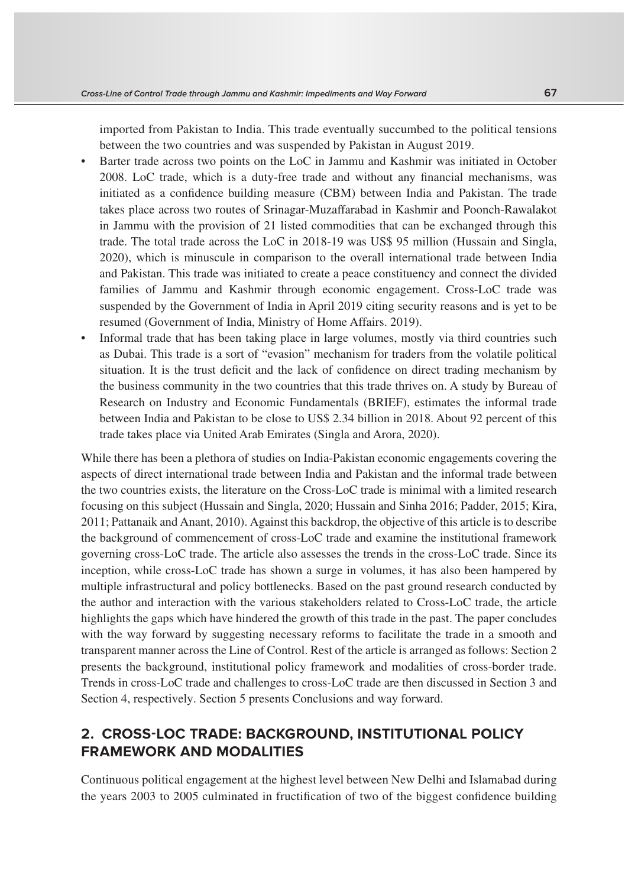imported from Pakistan to India. This trade eventually succumbed to the political tensions between the two countries and was suspended by Pakistan in August 2019.

- Barter trade across two points on the LoC in Jammu and Kashmir was initiated in October 2008. LoC trade, which is a duty-free trade and without any financial mechanisms, was initiated as a confidence building measure (CBM) between India and Pakistan. The trade takes place across two routes of Srinagar-Muzaffarabad in Kashmir and Poonch-Rawalakot in Jammu with the provision of 21 listed commodities that can be exchanged through this trade. The total trade across the LoC in 2018-19 was US$ 95 million (Hussain and Singla, 2020), which is minuscule in comparison to the overall international trade between India and Pakistan. This trade was initiated to create a peace constituency and connect the divided families of Jammu and Kashmir through economic engagement. Cross-LoC trade was suspended by the Government of India in April 2019 citing security reasons and is yet to be resumed (Government of India, Ministry of Home Affairs. 2019).
- Informal trade that has been taking place in large volumes, mostly via third countries such as Dubai. This trade is a sort of "evasion" mechanism for traders from the volatile political situation. It is the trust deficit and the lack of confidence on direct trading mechanism by the business community in the two countries that this trade thrives on. A study by Bureau of Research on Industry and Economic Fundamentals (BRIEF), estimates the informal trade between India and Pakistan to be close to US$ 2.34 billion in 2018. About 92 percent of this trade takes place via United Arab Emirates (Singla and Arora, 2020).

While there has been a plethora of studies on India-Pakistan economic engagements covering the aspects of direct international trade between India and Pakistan and the informal trade between the two countries exists, the literature on the Cross-LoC trade is minimal with a limited research focusing on this subject (Hussain and Singla, 2020; Hussain and Sinha 2016; Padder, 2015; Kira, 2011; Pattanaik and Anant, 2010). Against this backdrop, the objective of this article is to describe the background of commencement of cross-LoC trade and examine the institutional framework governing cross-LoC trade. The article also assesses the trends in the cross-LoC trade. Since its inception, while cross-LoC trade has shown a surge in volumes, it has also been hampered by multiple infrastructural and policy bottlenecks. Based on the past ground research conducted by the author and interaction with the various stakeholders related to Cross-LoC trade, the article highlights the gaps which have hindered the growth of this trade in the past. The paper concludes with the way forward by suggesting necessary reforms to facilitate the trade in a smooth and transparent manner across the Line of Control. Rest of the article is arranged as follows: Section 2 presents the background, institutional policy framework and modalities of cross-border trade. Trends in cross-LoC trade and challenges to cross-LoC trade are then discussed in Section 3 and Section 4, respectively. Section 5 presents Conclusions and way forward.

## 2. CROSS-LOC TRADE: BACKGROUND, INSTITUTIONAL POLICY FRAMEWORK AND MODALITIES

Continuous political engagement at the highest level between New Delhi and Islamabad during the years 2003 to 2005 culminated in fructification of two of the biggest confidence building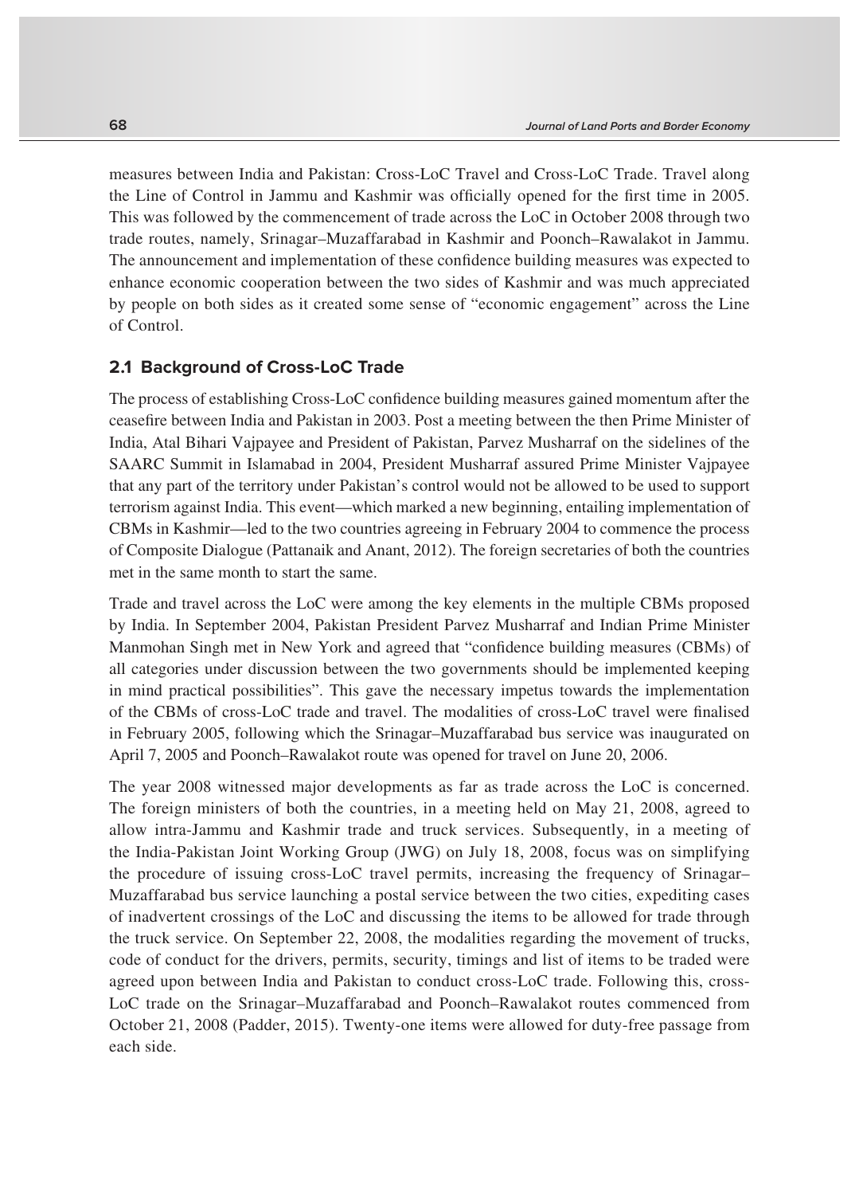measures between India and Pakistan: Cross-LoC Travel and Cross-LoC Trade. Travel along the Line of Control in Jammu and Kashmir was officially opened for the first time in 2005. This was followed by the commencement of trade across the LoC in October 2008 through two trade routes, namely, Srinagar–Muzaffarabad in Kashmir and Poonch–Rawalakot in Jammu. The announcement and implementation of these confidence building measures was expected to enhance economic cooperation between the two sides of Kashmir and was much appreciated by people on both sides as it created some sense of "economic engagement" across the Line of Control.

## 2.1 Background of Cross-LoC Trade

The process of establishing Cross-LoC confidence building measures gained momentum after the ceasefire between India and Pakistan in 2003. Post a meeting between the then Prime Minister of India, Atal Bihari Vajpayee and President of Pakistan, Parvez Musharraf on the sidelines of the SAARC Summit in Islamabad in 2004, President Musharraf assured Prime Minister Vajpayee that any part of the territory under Pakistan's control would not be allowed to be used to support terrorism against India. This event—which marked a new beginning, entailing implementation of CBMs in Kashmir—led to the two countries agreeing in February 2004 to commence the process of Composite Dialogue (Pattanaik and Anant, 2012). The foreign secretaries of both the countries met in the same month to start the same.

Trade and travel across the LoC were among the key elements in the multiple CBMs proposed by India. In September 2004, Pakistan President Parvez Musharraf and Indian Prime Minister Manmohan Singh met in New York and agreed that "confidence building measures (CBMs) of all categories under discussion between the two governments should be implemented keeping in mind practical possibilities". This gave the necessary impetus towards the implementation of the CBMs of cross-LoC trade and travel. The modalities of cross-LoC travel were finalised in February 2005, following which the Srinagar–Muzaffarabad bus service was inaugurated on April 7, 2005 and Poonch–Rawalakot route was opened for travel on June 20, 2006.

The year 2008 witnessed major developments as far as trade across the LoC is concerned. The foreign ministers of both the countries, in a meeting held on May 21, 2008, agreed to allow intra-Jammu and Kashmir trade and truck services. Subsequently, in a meeting of the India-Pakistan Joint Working Group (JWG) on July 18, 2008, focus was on simplifying the procedure of issuing cross-LoC travel permits, increasing the frequency of Srinagar–Muzaffarabad bus service launching a postal service between the two cities, expediting cases of inadvertent crossings of the LoC and discussing the items to be allowed for trade through the truck service. On September 22, 2008, the modalities regarding the movement of trucks, code of conduct for the drivers, permits, security, timings and list of items to be traded were agreed upon between India and Pakistan to conduct cross-LoC trade. Following this, cross-LoC trade on the Srinagar–Muzaffarabad and Poonch–Rawalakot routes commenced from October 21, 2008 (Padder, 2015). Twenty-one items were allowed for duty-free passage from each side.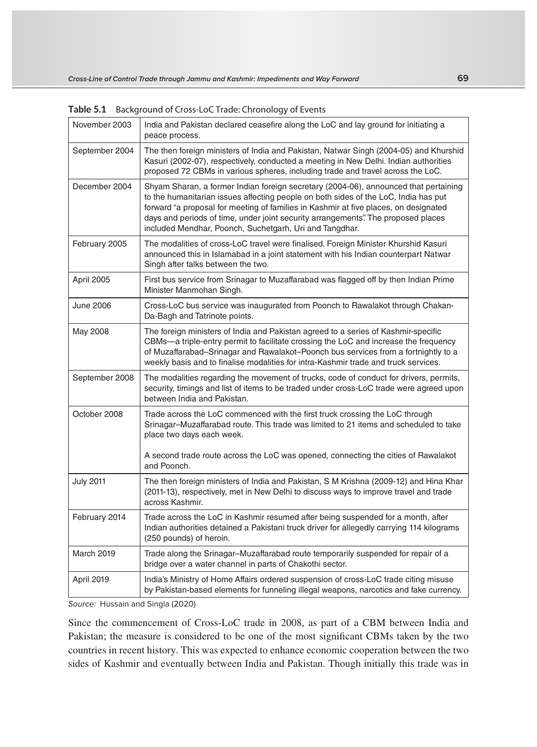**Table 5.1** Background of Cross-LoC Trade: Chronology of Events

| | |
|---|---|
| November 2003 | India and Pakistan declared ceasefire along the LoC and lay ground for initiating a peace process. |
| September 2004 | The then foreign ministers of India and Pakistan, Natwar Singh (2004-05) and Khurshid Kasuri (2002-07), respectively, conducted a meeting in New Delhi. Indian authorities proposed 72 CBMs in various spheres, including trade and travel across the LoC. |
| December 2004 | Shyam Sharan, a former Indian foreign secretary (2004-06), announced that pertaining to the humanitarian issues affecting people on both sides of the LoC, India has put forward "a proposal for meeting of families in Kashmir at five places, on designated days and periods of time, under joint security arrangements". The proposed places included Mendhar, Poonch, Suchetgarh, Uri and Tangdhar. |
| February 2005 | The modalities of cross-LoC travel were finalised. Foreign Minister Khurshid Kasuri announced this in Islamabad in a joint statement with his Indian counterpart Natwar Singh after talks between the two. |
| April 2005 | First bus service from Srinagar to Muzaffarabad was flagged off by then Indian Prime Minister Manmohan Singh. |
| June 2006 | Cross-LoC bus service was inaugurated from Poonch to Rawalakot through Chakan-Da-Bagh and Tatrinote points. |
| May 2008 | The foreign ministers of India and Pakistan agreed to a series of Kashmir-specific CBMs—a triple-entry permit to facilitate crossing the LoC and increase the frequency of Muzaffarabad–Srinagar and Rawalakot–Poonch bus services from a fortnightly to a weekly basis and to finalise modalities for intra-Kashmir trade and truck services. |
| September 2008 | The modalities regarding the movement of trucks, code of conduct for drivers, permits, security, timings and list of items to be traded under cross-LoC trade were agreed upon between India and Pakistan. |
| October 2008 | Trade across the LoC commenced with the first truck crossing the LoC through Srinagar–Muzaffarabad route. This trade was limited to 21 items and scheduled to take place two days each week.<br><br>A second trade route across the LoC was opened, connecting the cities of Rawalakot and Poonch. |
| July 2011 | The then foreign ministers of India and Pakistan, S M Krishna (2009-12) and Hina Khar (2011-13), respectively, met in New Delhi to discuss ways to improve travel and trade across Kashmir. |
| February 2014 | Trade across the LoC in Kashmir resumed after being suspended for a month, after Indian authorities detained a Pakistani truck driver for allegedly carrying 114 kilograms (250 pounds) of heroin. |
| March 2019 | Trade along the Srinagar–Muzaffarabad route temporarily suspended for repair of a bridge over a water channel in parts of Chakothi sector. |
| April 2019 | India's Ministry of Home Affairs ordered suspension of cross-LoC trade citing misuse by Pakistan-based elements for funneling illegal weapons, narcotics and fake currency. |

*Source:* Hussain and Singla (2020)

Since the commencement of Cross-LoC trade in 2008, as part of a CBM between India and Pakistan; the measure is considered to be one of the most significant CBMs taken by the two countries in recent history. This was expected to enhance economic cooperation between the two sides of Kashmir and eventually between India and Pakistan. Though initially this trade was in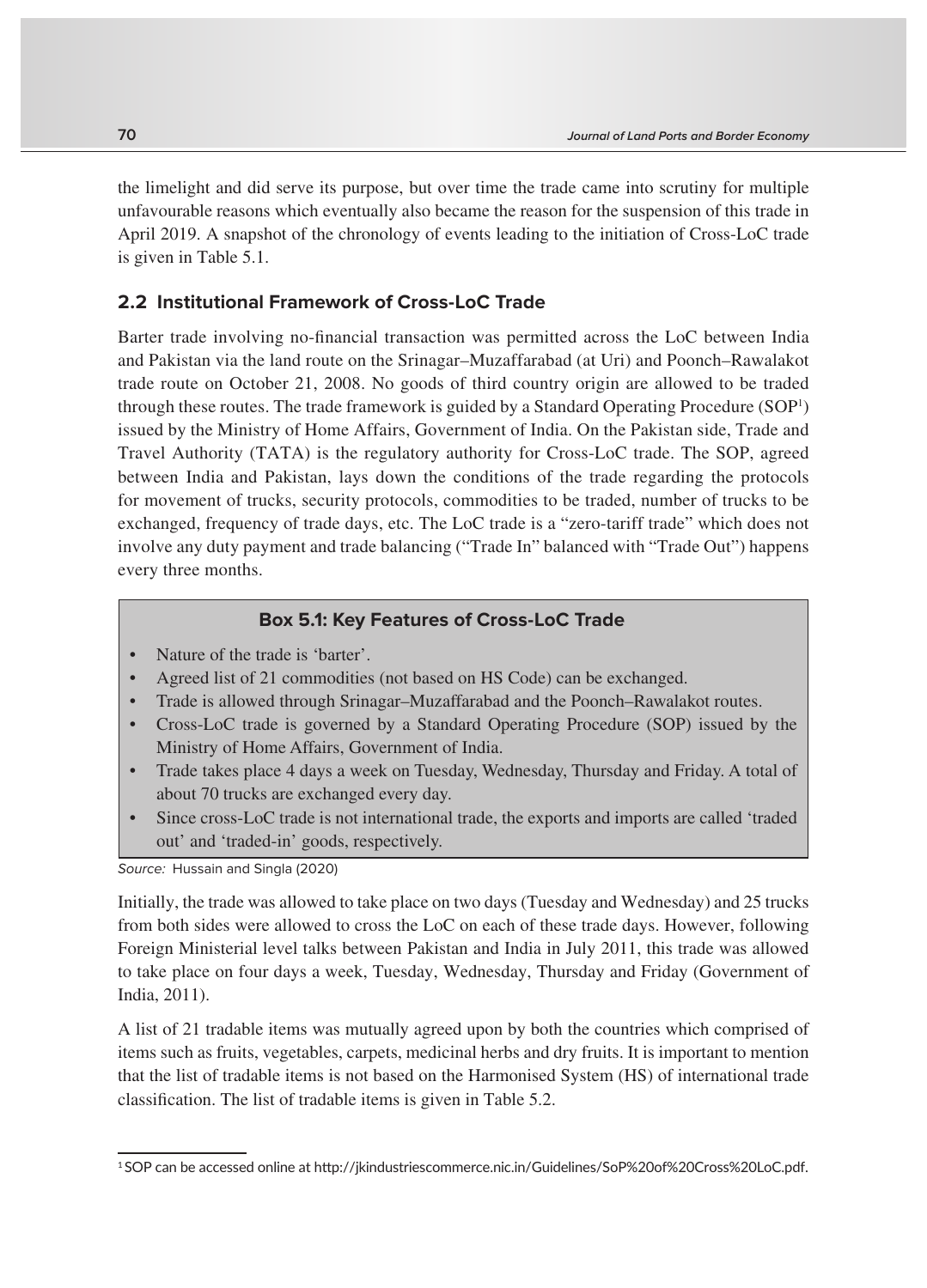the limelight and did serve its purpose, but over time the trade came into scrutiny for multiple unfavourable reasons which eventually also became the reason for the suspension of this trade in April 2019. A snapshot of the chronology of events leading to the initiation of Cross-LoC trade is given in Table 5.1.

## 2.2 Institutional Framework of Cross-LoC Trade

Barter trade involving no-financial transaction was permitted across the LoC between India and Pakistan via the land route on the Srinagar–Muzaffarabad (at Uri) and Poonch–Rawalakot trade route on October 21, 2008. No goods of third country origin are allowed to be traded through these routes. The trade framework is guided by a Standard Operating Procedure (SOP[1]) issued by the Ministry of Home Affairs, Government of India. On the Pakistan side, Trade and Travel Authority (TATA) is the regulatory authority for Cross-LoC trade. The SOP, agreed between India and Pakistan, lays down the conditions of the trade regarding the protocols for movement of trucks, security protocols, commodities to be traded, number of trucks to be exchanged, frequency of trade days, etc. The LoC trade is a "zero-tariff trade" which does not involve any duty payment and trade balancing ("Trade In" balanced with "Trade Out") happens every three months.

### Box 5.1: Key Features of Cross-LoC Trade

- Nature of the trade is 'barter'.
- Agreed list of 21 commodities (not based on HS Code) can be exchanged.
- Trade is allowed through Srinagar–Muzaffarabad and the Poonch–Rawalakot routes.
- Cross-LoC trade is governed by a Standard Operating Procedure (SOP) issued by the Ministry of Home Affairs, Government of India.
- Trade takes place 4 days a week on Tuesday, Wednesday, Thursday and Friday. A total of about 70 trucks are exchanged every day.
- Since cross-LoC trade is not international trade, the exports and imports are called 'traded out' and 'traded-in' goods, respectively.

*Source:* Hussain and Singla (2020)

Initially, the trade was allowed to take place on two days (Tuesday and Wednesday) and 25 trucks from both sides were allowed to cross the LoC on each of these trade days. However, following Foreign Ministerial level talks between Pakistan and India in July 2011, this trade was allowed to take place on four days a week, Tuesday, Wednesday, Thursday and Friday (Government of India, 2011).

A list of 21 tradable items was mutually agreed upon by both the countries which comprised of items such as fruits, vegetables, carpets, medicinal herbs and dry fruits. It is important to mention that the list of tradable items is not based on the Harmonised System (HS) of international trade classification. The list of tradable items is given in Table 5.2.

[1] SOP can be accessed online at http://jkindustriescommerce.nic.in/Guidelines/SoP%20of%20Cross%20LoC.pdf.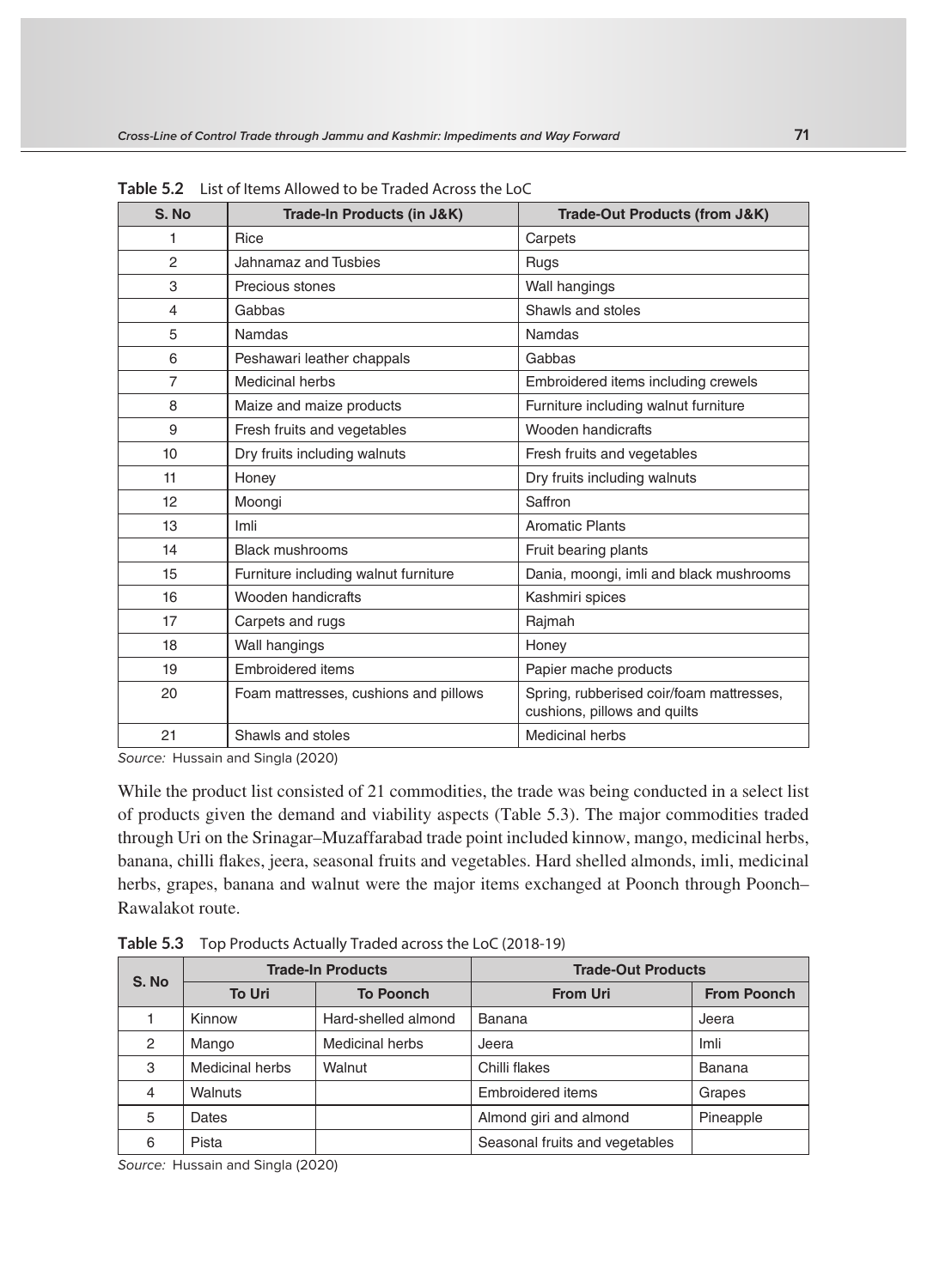**Table 5.2** List of Items Allowed to be Traded Across the LoC

| S. No | Trade-In Products (in J&K) | Trade-Out Products (from J&K) |
|---|---|---|
| 1 | Rice | Carpets |
| 2 | Jahnamaz and Tusbies | Rugs |
| 3 | Precious stones | Wall hangings |
| 4 | Gabbas | Shawls and stoles |
| 5 | Namdas | Namdas |
| 6 | Peshawari leather chappals | Gabbas |
| 7 | Medicinal herbs | Embroidered items including crewels |
| 8 | Maize and maize products | Furniture including walnut furniture |
| 9 | Fresh fruits and vegetables | Wooden handicrafts |
| 10 | Dry fruits including walnuts | Fresh fruits and vegetables |
| 11 | Honey | Dry fruits including walnuts |
| 12 | Moongi | Saffron |
| 13 | Imli | Aromatic Plants |
| 14 | Black mushrooms | Fruit bearing plants |
| 15 | Furniture including walnut furniture | Dania, moongi, imli and black mushrooms |
| 16 | Wooden handicrafts | Kashmiri spices |
| 17 | Carpets and rugs | Rajmah |
| 18 | Wall hangings | Honey |
| 19 | Embroidered items | Papier mache products |
| 20 | Foam mattresses, cushions and pillows | Spring, rubberised coir/foam mattresses, cushions, pillows and quilts |
| 21 | Shawls and stoles | Medicinal herbs |

*Source:* Hussain and Singla (2020)

While the product list consisted of 21 commodities, the trade was being conducted in a select list of products given the demand and viability aspects (Table 5.3). The major commodities traded through Uri on the Srinagar–Muzaffarabad trade point included kinnow, mango, medicinal herbs, banana, chilli flakes, jeera, seasonal fruits and vegetables. Hard shelled almonds, imli, medicinal herbs, grapes, banana and walnut were the major items exchanged at Poonch through Poonch–Rawalakot route.

**Table 5.3** Top Products Actually Traded across the LoC (2018-19)

| S. No | Trade-In Products | | Trade-Out Products | |
|---|---|---|---|---|
| | To Uri | To Poonch | From Uri | From Poonch |
| 1 | Kinnow | Hard-shelled almond | Banana | Jeera |
| 2 | Mango | Medicinal herbs | Jeera | Imli |
| 3 | Medicinal herbs | Walnut | Chilli flakes | Banana |
| 4 | Walnuts | | Embroidered items | Grapes |
| 5 | Dates | | Almond giri and almond | Pineapple |
| 6 | Pista | | Seasonal fruits and vegetables | |

*Source:* Hussain and Singla (2020)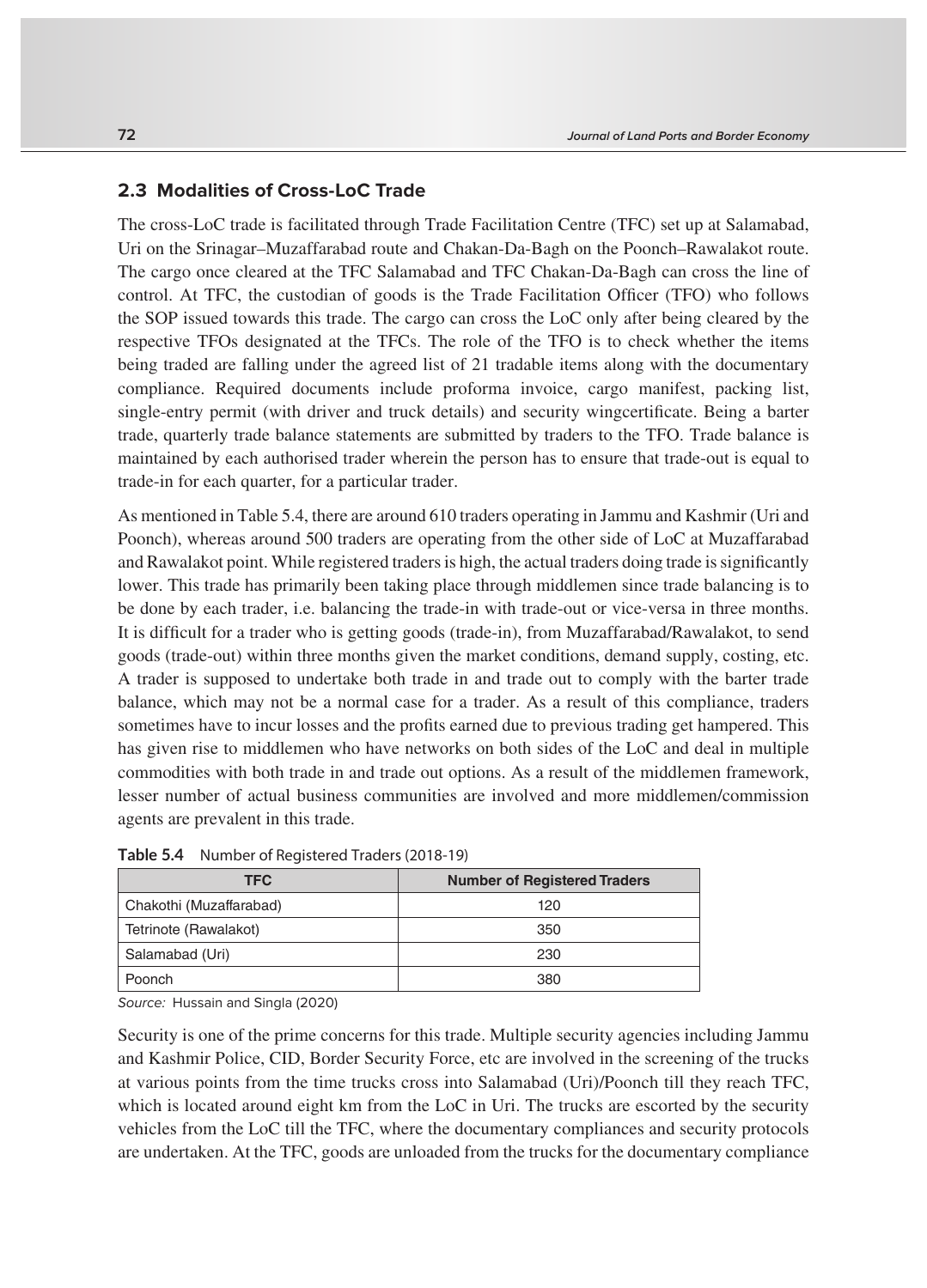## 2.3 Modalities of Cross-LoC Trade

The cross-LoC trade is facilitated through Trade Facilitation Centre (TFC) set up at Salamabad, Uri on the Srinagar–Muzaffarabad route and Chakan-Da-Bagh on the Poonch–Rawalakot route. The cargo once cleared at the TFC Salamabad and TFC Chakan-Da-Bagh can cross the line of control. At TFC, the custodian of goods is the Trade Facilitation Officer (TFO) who follows the SOP issued towards this trade. The cargo can cross the LoC only after being cleared by the respective TFOs designated at the TFCs. The role of the TFO is to check whether the items being traded are falling under the agreed list of 21 tradable items along with the documentary compliance. Required documents include proforma invoice, cargo manifest, packing list, single-entry permit (with driver and truck details) and security wingcertificate. Being a barter trade, quarterly trade balance statements are submitted by traders to the TFO. Trade balance is maintained by each authorised trader wherein the person has to ensure that trade-out is equal to trade-in for each quarter, for a particular trader.

As mentioned in Table 5.4, there are around 610 traders operating in Jammu and Kashmir (Uri and Poonch), whereas around 500 traders are operating from the other side of LoC at Muzaffarabad and Rawalakot point. While registered traders is high, the actual traders doing trade is significantly lower. This trade has primarily been taking place through middlemen since trade balancing is to be done by each trader, i.e. balancing the trade-in with trade-out or vice-versa in three months. It is difficult for a trader who is getting goods (trade-in), from Muzaffarabad/Rawalakot, to send goods (trade-out) within three months given the market conditions, demand supply, costing, etc. A trader is supposed to undertake both trade in and trade out to comply with the barter trade balance, which may not be a normal case for a trader. As a result of this compliance, traders sometimes have to incur losses and the profits earned due to previous trading get hampered. This has given rise to middlemen who have networks on both sides of the LoC and deal in multiple commodities with both trade in and trade out options. As a result of the middlemen framework, lesser number of actual business communities are involved and more middlemen/commission agents are prevalent in this trade.

**Table 5.4** Number of Registered Traders (2018-19)

| TFC | Number of Registered Traders |
|---|---|
| Chakothi (Muzaffarabad) | 120 |
| Tetrinote (Rawalakot) | 350 |
| Salamabad (Uri) | 230 |
| Poonch | 380 |

*Source:* Hussain and Singla (2020)

Security is one of the prime concerns for this trade. Multiple security agencies including Jammu and Kashmir Police, CID, Border Security Force, etc are involved in the screening of the trucks at various points from the time trucks cross into Salamabad (Uri)/Poonch till they reach TFC, which is located around eight km from the LoC in Uri. The trucks are escorted by the security vehicles from the LoC till the TFC, where the documentary compliances and security protocols are undertaken. At the TFC, goods are unloaded from the trucks for the documentary compliance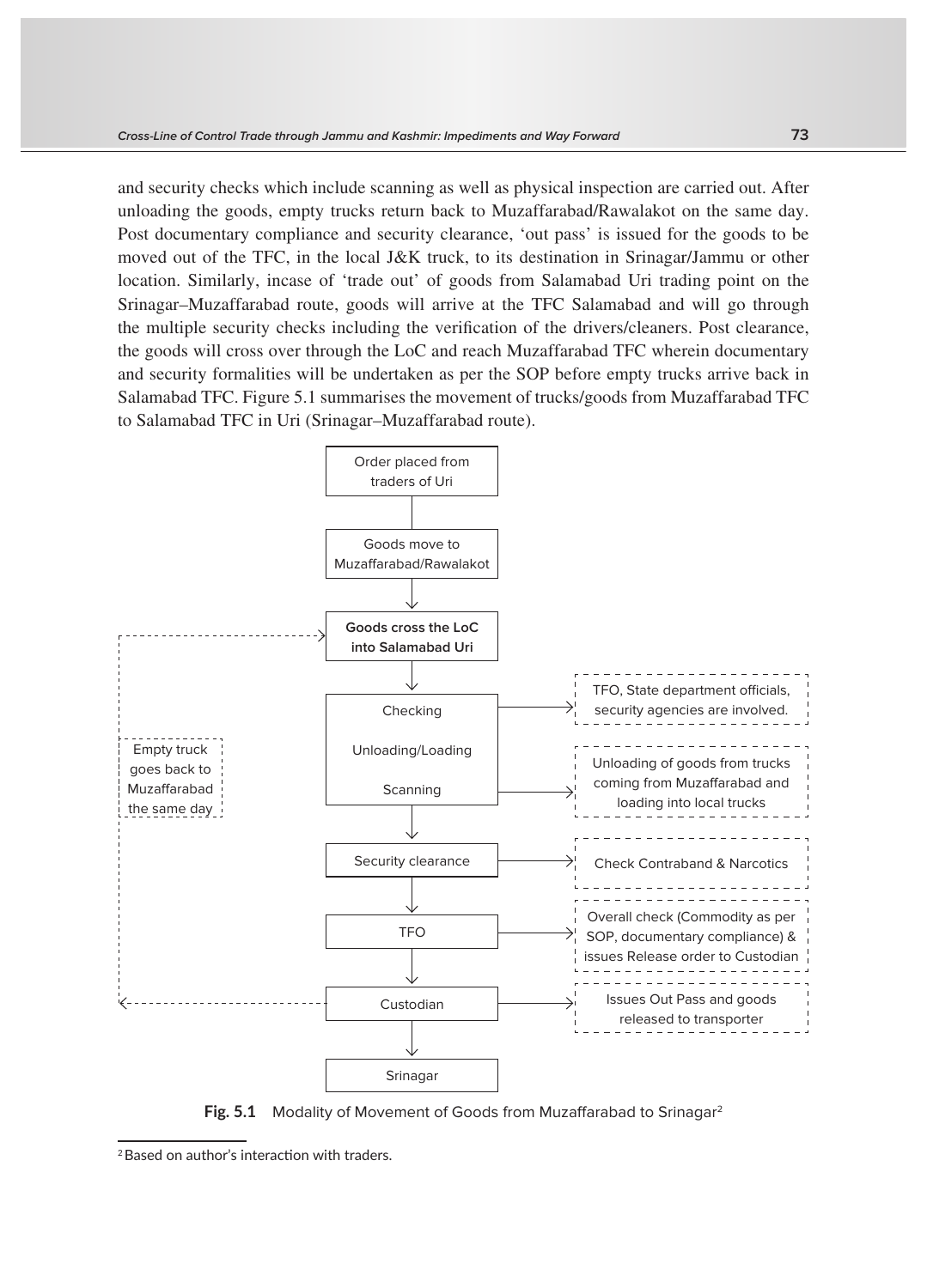and security checks which include scanning as well as physical inspection are carried out. After unloading the goods, empty trucks return back to Muzaffarabad/Rawalakot on the same day. Post documentary compliance and security clearance, 'out pass' is issued for the goods to be moved out of the TFC, in the local J&K truck, to its destination in Srinagar/Jammu or other location. Similarly, incase of 'trade out' of goods from Salamabad Uri trading point on the Srinagar–Muzaffarabad route, goods will arrive at the TFC Salamabad and will go through the multiple security checks including the verification of the drivers/cleaners. Post clearance, the goods will cross over through the LoC and reach Muzaffarabad TFC wherein documentary and security formalities will be undertaken as per the SOP before empty trucks arrive back in Salamabad TFC. Figure 5.1 summarises the movement of trucks/goods from Muzaffarabad TFC to Salamabad TFC in Uri (Srinagar–Muzaffarabad route).

Order placed from traders of Uri

Goods move to Muzaffarabad/Rawalakot

**Goods cross the LoC into Salamabad Uri**

Checking — TFO, State department officials, security agencies are involved.

Unloading/Loading

Scanning — Unloading of goods from trucks coming from Muzaffarabad and loading into local trucks

Empty truck goes back to Muzaffarabad the same day

Security clearance — Check Contraband & Narcotics

TFO — Overall check (Commodity as per SOP, documentary compliance) & issues Release order to Custodian

Custodian — Issues Out Pass and goods released to transporter

Srinagar

**Fig. 5.1** Modality of Movement of Goods from Muzaffarabad to Srinagar[2]

[2] Based on author's interaction with traders.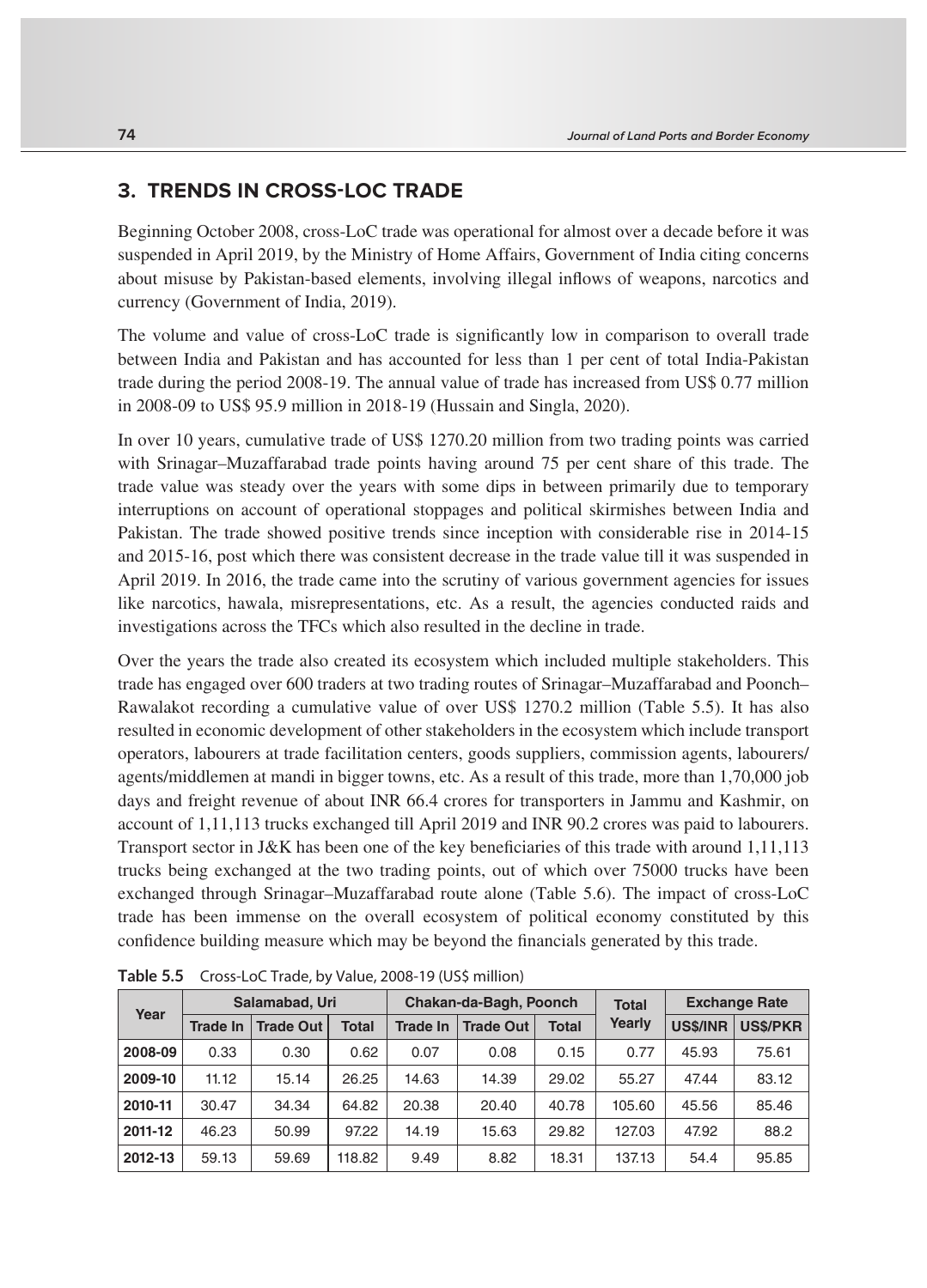## 3. TRENDS IN CROSS-LOC TRADE

Beginning October 2008, cross-LoC trade was operational for almost over a decade before it was suspended in April 2019, by the Ministry of Home Affairs, Government of India citing concerns about misuse by Pakistan-based elements, involving illegal inflows of weapons, narcotics and currency (Government of India, 2019).

The volume and value of cross-LoC trade is significantly low in comparison to overall trade between India and Pakistan and has accounted for less than 1 per cent of total India-Pakistan trade during the period 2008-19. The annual value of trade has increased from US$ 0.77 million in 2008-09 to US$ 95.9 million in 2018-19 (Hussain and Singla, 2020).

In over 10 years, cumulative trade of US$ 1270.20 million from two trading points was carried with Srinagar–Muzaffarabad trade points having around 75 per cent share of this trade. The trade value was steady over the years with some dips in between primarily due to temporary interruptions on account of operational stoppages and political skirmishes between India and Pakistan. The trade showed positive trends since inception with considerable rise in 2014-15 and 2015-16, post which there was consistent decrease in the trade value till it was suspended in April 2019. In 2016, the trade came into the scrutiny of various government agencies for issues like narcotics, hawala, misrepresentations, etc. As a result, the agencies conducted raids and investigations across the TFCs which also resulted in the decline in trade.

Over the years the trade also created its ecosystem which included multiple stakeholders. This trade has engaged over 600 traders at two trading routes of Srinagar–Muzaffarabad and Poonch–Rawalakot recording a cumulative value of over US$ 1270.2 million (Table 5.5). It has also resulted in economic development of other stakeholders in the ecosystem which include transport operators, labourers at trade facilitation centers, goods suppliers, commission agents, labourers/agents/middlemen at mandi in bigger towns, etc. As a result of this trade, more than 1,70,000 job days and freight revenue of about INR 66.4 crores for transporters in Jammu and Kashmir, on account of 1,11,113 trucks exchanged till April 2019 and INR 90.2 crores was paid to labourers. Transport sector in J&K has been one of the key beneficiaries of this trade with around 1,11,113 trucks being exchanged at the two trading points, out of which over 75000 trucks have been exchanged through Srinagar–Muzaffarabad route alone (Table 5.6). The impact of cross-LoC trade has been immense on the overall ecosystem of political economy constituted by this confidence building measure which may be beyond the financials generated by this trade.

**Table 5.5** Cross-LoC Trade, by Value, 2008-19 (US$ million)

| Year | Salamabad, Uri | | | Chakan-da-Bagh, Poonch | | | Total Yearly | Exchange Rate | |
|---|---|---|---|---|---|---|---|---|---|
| | Trade In | Trade Out | Total | Trade In | Trade Out | Total | | US$/INR | US$/PKR |
| **2008-09** | 0.33 | 0.30 | 0.62 | 0.07 | 0.08 | 0.15 | 0.77 | 45.93 | 75.61 |
| **2009-10** | 11.12 | 15.14 | 26.25 | 14.63 | 14.39 | 29.02 | 55.27 | 47.44 | 83.12 |
| **2010-11** | 30.47 | 34.34 | 64.82 | 20.38 | 20.40 | 40.78 | 105.60 | 45.56 | 85.46 |
| **2011-12** | 46.23 | 50.99 | 97.22 | 14.19 | 15.63 | 29.82 | 127.03 | 47.92 | 88.2 |
| **2012-13** | 59.13 | 59.69 | 118.82 | 9.49 | 8.82 | 18.31 | 137.13 | 54.4 | 95.85 |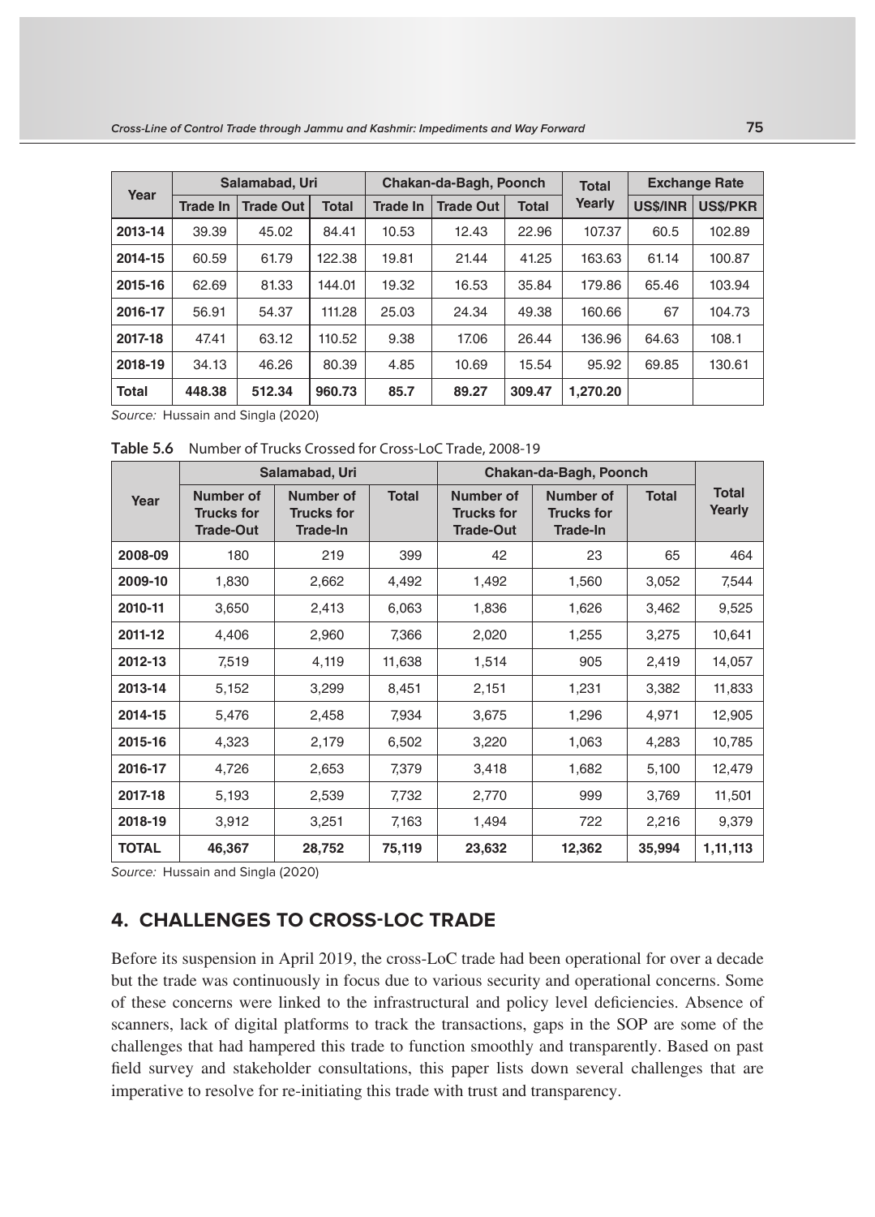| Year | Salamabad, Uri | | | Chakan-da-Bagh, Poonch | | | Total Yearly | Exchange Rate | |
|---|---|---|---|---|---|---|---|---|---|
| | Trade In | Trade Out | Total | Trade In | Trade Out | Total | | US$/INR | US$/PKR |
| **2013-14** | 39.39 | 45.02 | 84.41 | 10.53 | 12.43 | 22.96 | 107.37 | 60.5 | 102.89 |
| **2014-15** | 60.59 | 61.79 | 122.38 | 19.81 | 21.44 | 41.25 | 163.63 | 61.14 | 100.87 |
| **2015-16** | 62.69 | 81.33 | 144.01 | 19.32 | 16.53 | 35.84 | 179.86 | 65.46 | 103.94 |
| **2016-17** | 56.91 | 54.37 | 111.28 | 25.03 | 24.34 | 49.38 | 160.66 | 67 | 104.73 |
| **2017-18** | 47.41 | 63.12 | 110.52 | 9.38 | 17.06 | 26.44 | 136.96 | 64.63 | 108.1 |
| **2018-19** | 34.13 | 46.26 | 80.39 | 4.85 | 10.69 | 15.54 | 95.92 | 69.85 | 130.61 |
| **Total** | **448.38** | **512.34** | **960.73** | **85.7** | **89.27** | **309.47** | **1,270.20** | | |

*Source:* Hussain and Singla (2020)

**Table 5.6** Number of Trucks Crossed for Cross-LoC Trade, 2008-19

| Year | Salamabad, Uri | | | Chakan-da-Bagh, Poonch | | | Total Yearly |
|---|---|---|---|---|---|---|---|
| | Number of Trucks for Trade-Out | Number of Trucks for Trade-In | Total | Number of Trucks for Trade-Out | Number of Trucks for Trade-In | Total | |
| **2008-09** | 180 | 219 | 399 | 42 | 23 | 65 | 464 |
| **2009-10** | 1,830 | 2,662 | 4,492 | 1,492 | 1,560 | 3,052 | 7,544 |
| **2010-11** | 3,650 | 2,413 | 6,063 | 1,836 | 1,626 | 3,462 | 9,525 |
| **2011-12** | 4,406 | 2,960 | 7,366 | 2,020 | 1,255 | 3,275 | 10,641 |
| **2012-13** | 7,519 | 4,119 | 11,638 | 1,514 | 905 | 2,419 | 14,057 |
| **2013-14** | 5,152 | 3,299 | 8,451 | 2,151 | 1,231 | 3,382 | 11,833 |
| **2014-15** | 5,476 | 2,458 | 7,934 | 3,675 | 1,296 | 4,971 | 12,905 |
| **2015-16** | 4,323 | 2,179 | 6,502 | 3,220 | 1,063 | 4,283 | 10,785 |
| **2016-17** | 4,726 | 2,653 | 7,379 | 3,418 | 1,682 | 5,100 | 12,479 |
| **2017-18** | 5,193 | 2,539 | 7,732 | 2,770 | 999 | 3,769 | 11,501 |
| **2018-19** | 3,912 | 3,251 | 7,163 | 1,494 | 722 | 2,216 | 9,379 |
| **TOTAL** | **46,367** | **28,752** | **75,119** | **23,632** | **12,362** | **35,994** | **1,11,113** |

*Source:* Hussain and Singla (2020)

## 4. CHALLENGES TO CROSS-LOC TRADE

Before its suspension in April 2019, the cross-LoC trade had been operational for over a decade but the trade was continuously in focus due to various security and operational concerns. Some of these concerns were linked to the infrastructural and policy level deficiencies. Absence of scanners, lack of digital platforms to track the transactions, gaps in the SOP are some of the challenges that had hampered this trade to function smoothly and transparently. Based on past field survey and stakeholder consultations, this paper lists down several challenges that are imperative to resolve for re-initiating this trade with trust and transparency.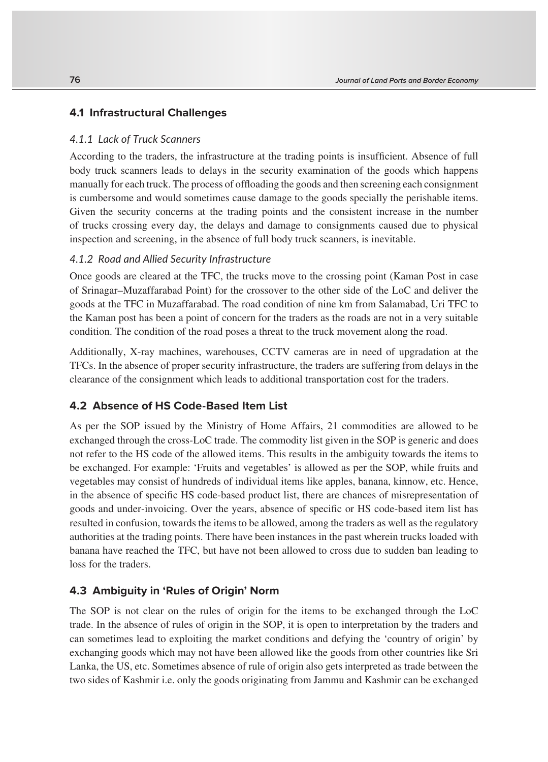## 4.1 Infrastructural Challenges

### *4.1.1 Lack of Truck Scanners*

According to the traders, the infrastructure at the trading points is insufficient. Absence of full body truck scanners leads to delays in the security examination of the goods which happens manually for each truck. The process of offloading the goods and then screening each consignment is cumbersome and would sometimes cause damage to the goods specially the perishable items. Given the security concerns at the trading points and the consistent increase in the number of trucks crossing every day, the delays and damage to consignments caused due to physical inspection and screening, in the absence of full body truck scanners, is inevitable.

### *4.1.2 Road and Allied Security Infrastructure*

Once goods are cleared at the TFC, the trucks move to the crossing point (Kaman Post in case of Srinagar–Muzaffarabad Point) for the crossover to the other side of the LoC and deliver the goods at the TFC in Muzaffarabad. The road condition of nine km from Salamabad, Uri TFC to the Kaman post has been a point of concern for the traders as the roads are not in a very suitable condition. The condition of the road poses a threat to the truck movement along the road.

Additionally, X-ray machines, warehouses, CCTV cameras are in need of upgradation at the TFCs. In the absence of proper security infrastructure, the traders are suffering from delays in the clearance of the consignment which leads to additional transportation cost for the traders.

## 4.2 Absence of HS Code-Based Item List

As per the SOP issued by the Ministry of Home Affairs, 21 commodities are allowed to be exchanged through the cross-LoC trade. The commodity list given in the SOP is generic and does not refer to the HS code of the allowed items. This results in the ambiguity towards the items to be exchanged. For example: 'Fruits and vegetables' is allowed as per the SOP, while fruits and vegetables may consist of hundreds of individual items like apples, banana, kinnow, etc. Hence, in the absence of specific HS code-based product list, there are chances of misrepresentation of goods and under-invoicing. Over the years, absence of specific or HS code-based item list has resulted in confusion, towards the items to be allowed, among the traders as well as the regulatory authorities at the trading points. There have been instances in the past wherein trucks loaded with banana have reached the TFC, but have not been allowed to cross due to sudden ban leading to loss for the traders.

## 4.3 Ambiguity in 'Rules of Origin' Norm

The SOP is not clear on the rules of origin for the items to be exchanged through the LoC trade. In the absence of rules of origin in the SOP, it is open to interpretation by the traders and can sometimes lead to exploiting the market conditions and defying the 'country of origin' by exchanging goods which may not have been allowed like the goods from other countries like Sri Lanka, the US, etc. Sometimes absence of rule of origin also gets interpreted as trade between the two sides of Kashmir i.e. only the goods originating from Jammu and Kashmir can be exchanged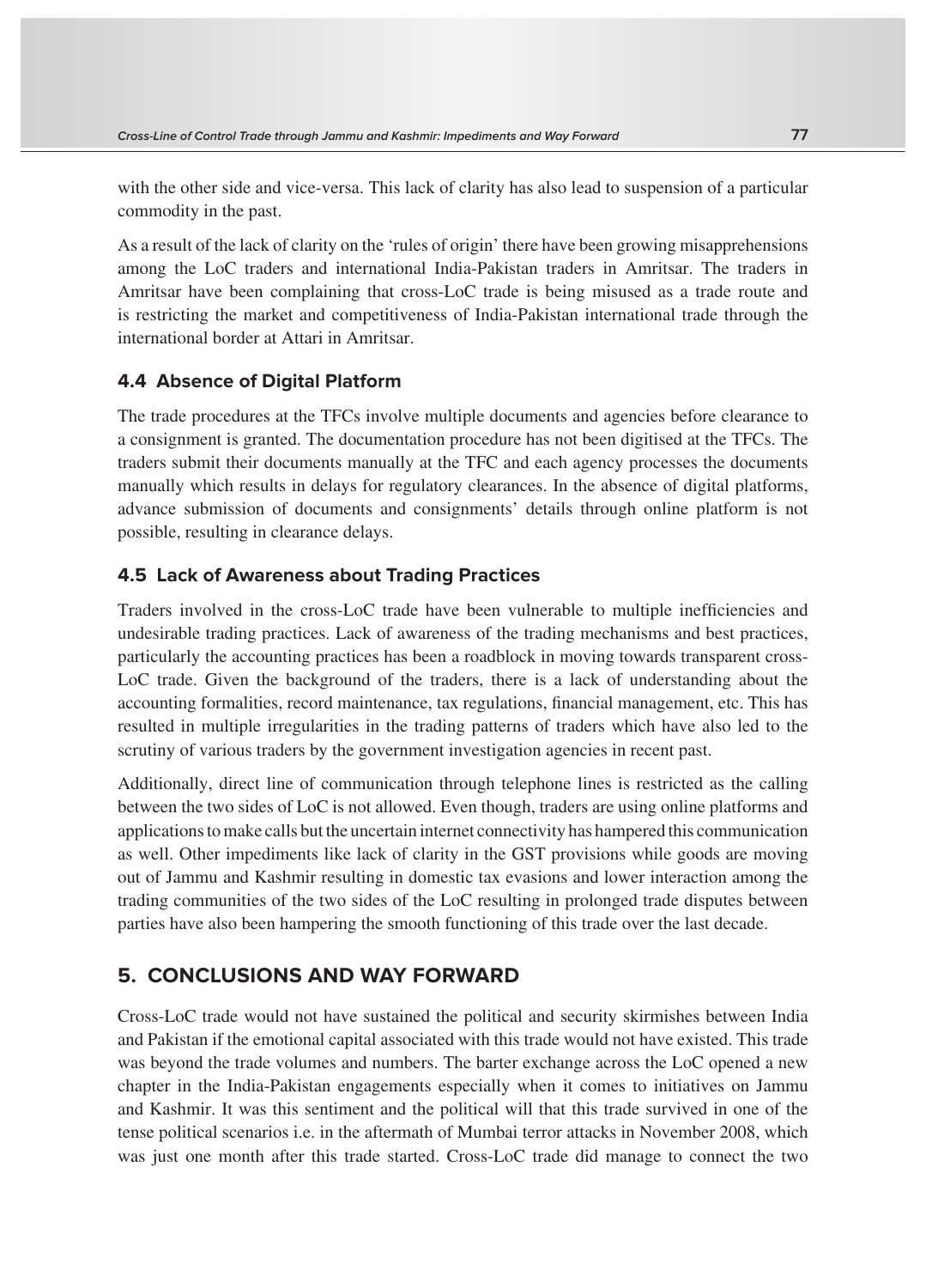with the other side and vice-versa. This lack of clarity has also lead to suspension of a particular commodity in the past.

As a result of the lack of clarity on the 'rules of origin' there have been growing misapprehensions among the LoC traders and international India-Pakistan traders in Amritsar. The traders in Amritsar have been complaining that cross-LoC trade is being misused as a trade route and is restricting the market and competitiveness of India-Pakistan international trade through the international border at Attari in Amritsar.

### 4.4 Absence of Digital Platform

The trade procedures at the TFCs involve multiple documents and agencies before clearance to a consignment is granted. The documentation procedure has not been digitised at the TFCs. The traders submit their documents manually at the TFC and each agency processes the documents manually which results in delays for regulatory clearances. In the absence of digital platforms, advance submission of documents and consignments' details through online platform is not possible, resulting in clearance delays.

### 4.5 Lack of Awareness about Trading Practices

Traders involved in the cross-LoC trade have been vulnerable to multiple inefficiencies and undesirable trading practices. Lack of awareness of the trading mechanisms and best practices, particularly the accounting practices has been a roadblock in moving towards transparent cross-LoC trade. Given the background of the traders, there is a lack of understanding about the accounting formalities, record maintenance, tax regulations, financial management, etc. This has resulted in multiple irregularities in the trading patterns of traders which have also led to the scrutiny of various traders by the government investigation agencies in recent past.

Additionally, direct line of communication through telephone lines is restricted as the calling between the two sides of LoC is not allowed. Even though, traders are using online platforms and applications to make calls but the uncertain internet connectivity has hampered this communication as well. Other impediments like lack of clarity in the GST provisions while goods are moving out of Jammu and Kashmir resulting in domestic tax evasions and lower interaction among the trading communities of the two sides of the LoC resulting in prolonged trade disputes between parties have also been hampering the smooth functioning of this trade over the last decade.

## 5. CONCLUSIONS AND WAY FORWARD

Cross-LoC trade would not have sustained the political and security skirmishes between India and Pakistan if the emotional capital associated with this trade would not have existed. This trade was beyond the trade volumes and numbers. The barter exchange across the LoC opened a new chapter in the India-Pakistan engagements especially when it comes to initiatives on Jammu and Kashmir. It was this sentiment and the political will that this trade survived in one of the tense political scenarios i.e. in the aftermath of Mumbai terror attacks in November 2008, which was just one month after this trade started. Cross-LoC trade did manage to connect the two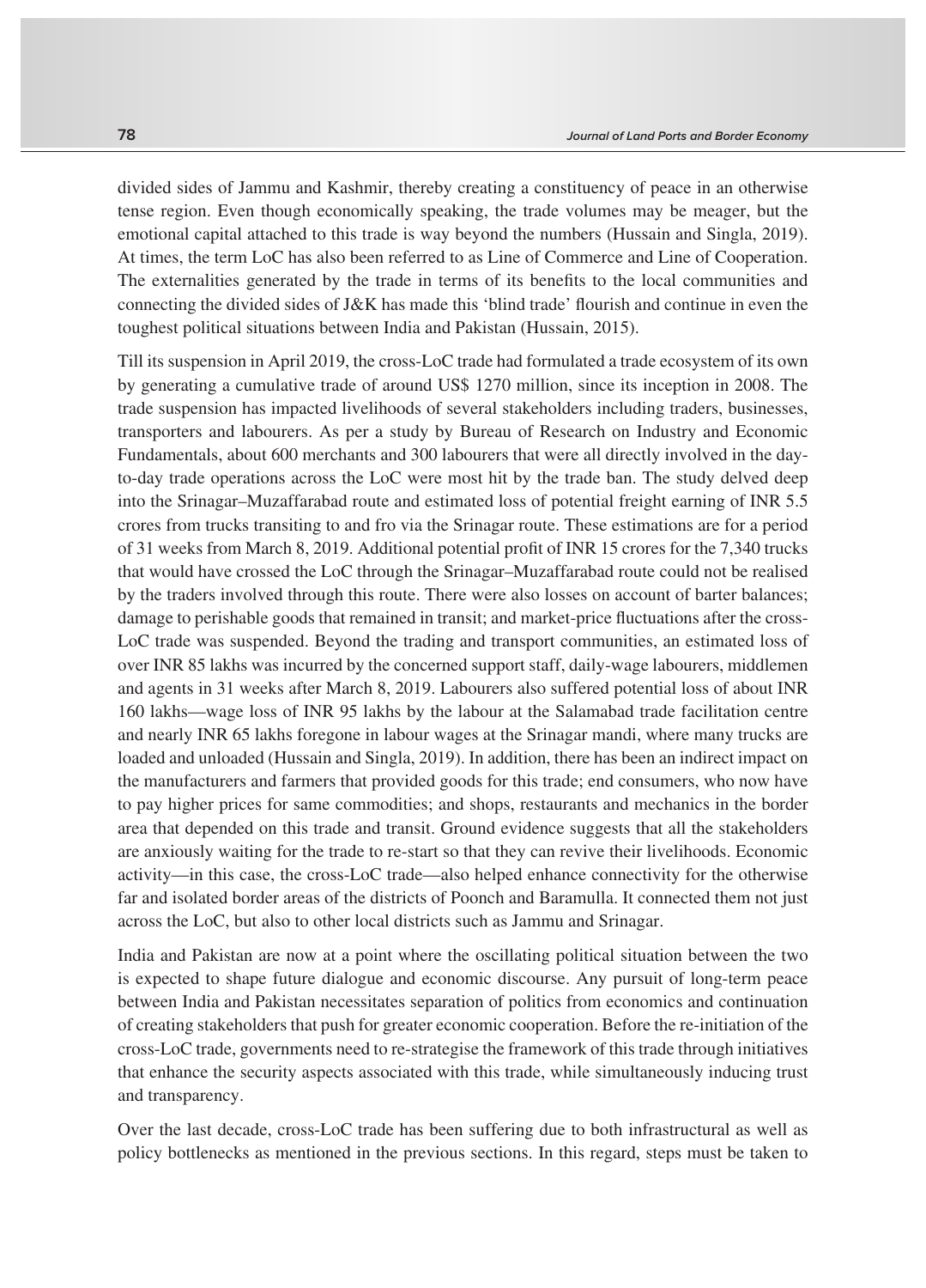divided sides of Jammu and Kashmir, thereby creating a constituency of peace in an otherwise tense region. Even though economically speaking, the trade volumes may be meager, but the emotional capital attached to this trade is way beyond the numbers (Hussain and Singla, 2019). At times, the term LoC has also been referred to as Line of Commerce and Line of Cooperation. The externalities generated by the trade in terms of its benefits to the local communities and connecting the divided sides of J&K has made this 'blind trade' flourish and continue in even the toughest political situations between India and Pakistan (Hussain, 2015).

Till its suspension in April 2019, the cross-LoC trade had formulated a trade ecosystem of its own by generating a cumulative trade of around US$ 1270 million, since its inception in 2008. The trade suspension has impacted livelihoods of several stakeholders including traders, businesses, transporters and labourers. As per a study by Bureau of Research on Industry and Economic Fundamentals, about 600 merchants and 300 labourers that were all directly involved in the day-to-day trade operations across the LoC were most hit by the trade ban. The study delved deep into the Srinagar–Muzaffarabad route and estimated loss of potential freight earning of INR 5.5 crores from trucks transiting to and fro via the Srinagar route. These estimations are for a period of 31 weeks from March 8, 2019. Additional potential profit of INR 15 crores for the 7,340 trucks that would have crossed the LoC through the Srinagar–Muzaffarabad route could not be realised by the traders involved through this route. There were also losses on account of barter balances; damage to perishable goods that remained in transit; and market-price fluctuations after the cross-LoC trade was suspended. Beyond the trading and transport communities, an estimated loss of over INR 85 lakhs was incurred by the concerned support staff, daily-wage labourers, middlemen and agents in 31 weeks after March 8, 2019. Labourers also suffered potential loss of about INR 160 lakhs—wage loss of INR 95 lakhs by the labour at the Salamabad trade facilitation centre and nearly INR 65 lakhs foregone in labour wages at the Srinagar mandi, where many trucks are loaded and unloaded (Hussain and Singla, 2019). In addition, there has been an indirect impact on the manufacturers and farmers that provided goods for this trade; end consumers, who now have to pay higher prices for same commodities; and shops, restaurants and mechanics in the border area that depended on this trade and transit. Ground evidence suggests that all the stakeholders are anxiously waiting for the trade to re-start so that they can revive their livelihoods. Economic activity—in this case, the cross-LoC trade—also helped enhance connectivity for the otherwise far and isolated border areas of the districts of Poonch and Baramulla. It connected them not just across the LoC, but also to other local districts such as Jammu and Srinagar.

India and Pakistan are now at a point where the oscillating political situation between the two is expected to shape future dialogue and economic discourse. Any pursuit of long-term peace between India and Pakistan necessitates separation of politics from economics and continuation of creating stakeholders that push for greater economic cooperation. Before the re-initiation of the cross-LoC trade, governments need to re-strategise the framework of this trade through initiatives that enhance the security aspects associated with this trade, while simultaneously inducing trust and transparency.

Over the last decade, cross-LoC trade has been suffering due to both infrastructural as well as policy bottlenecks as mentioned in the previous sections. In this regard, steps must be taken to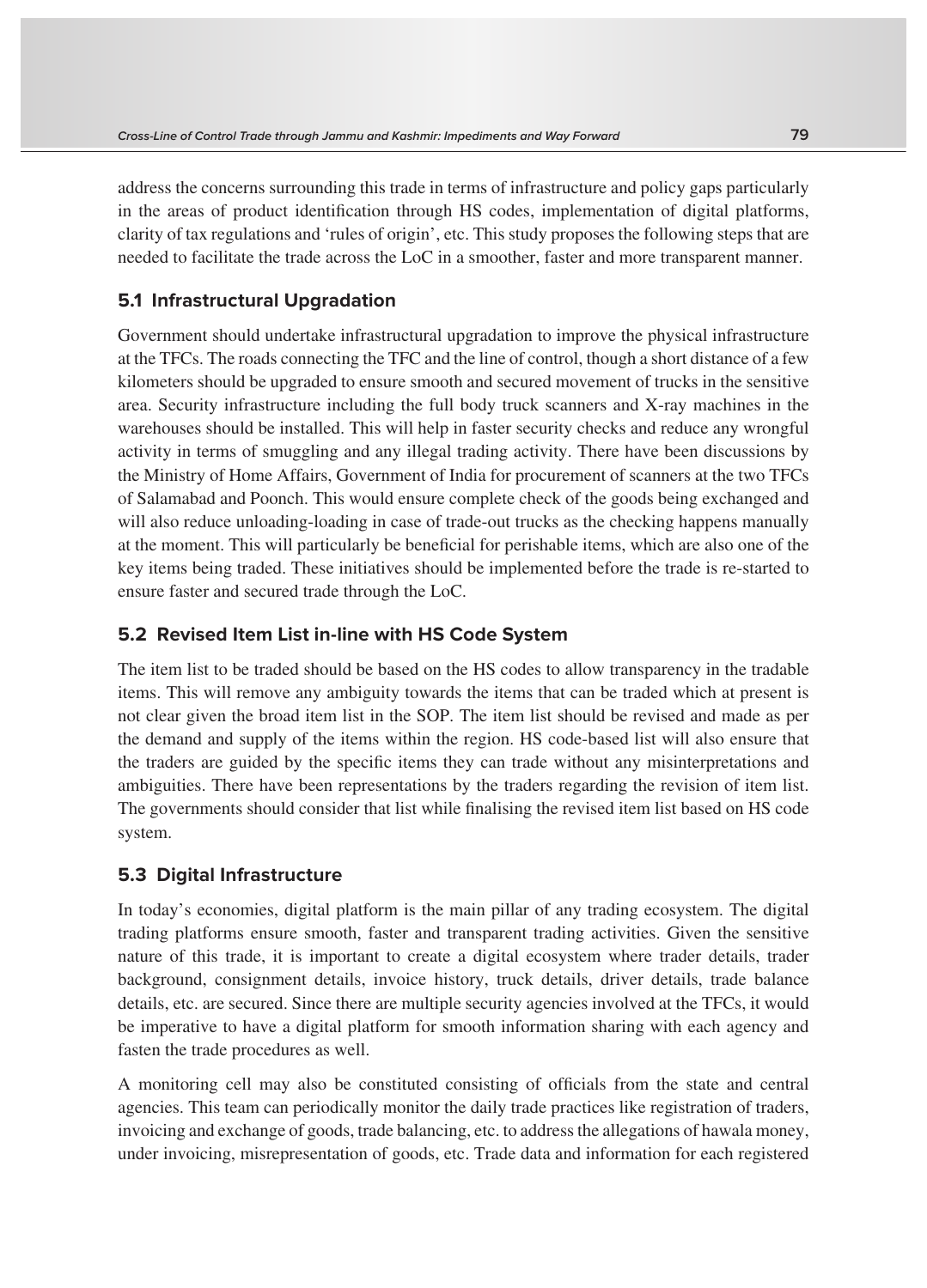address the concerns surrounding this trade in terms of infrastructure and policy gaps particularly in the areas of product identification through HS codes, implementation of digital platforms, clarity of tax regulations and 'rules of origin', etc. This study proposes the following steps that are needed to facilitate the trade across the LoC in a smoother, faster and more transparent manner.

## 5.1 Infrastructural Upgradation

Government should undertake infrastructural upgradation to improve the physical infrastructure at the TFCs. The roads connecting the TFC and the line of control, though a short distance of a few kilometers should be upgraded to ensure smooth and secured movement of trucks in the sensitive area. Security infrastructure including the full body truck scanners and X-ray machines in the warehouses should be installed. This will help in faster security checks and reduce any wrongful activity in terms of smuggling and any illegal trading activity. There have been discussions by the Ministry of Home Affairs, Government of India for procurement of scanners at the two TFCs of Salamabad and Poonch. This would ensure complete check of the goods being exchanged and will also reduce unloading-loading in case of trade-out trucks as the checking happens manually at the moment. This will particularly be beneficial for perishable items, which are also one of the key items being traded. These initiatives should be implemented before the trade is re-started to ensure faster and secured trade through the LoC.

## 5.2 Revised Item List in-line with HS Code System

The item list to be traded should be based on the HS codes to allow transparency in the tradable items. This will remove any ambiguity towards the items that can be traded which at present is not clear given the broad item list in the SOP. The item list should be revised and made as per the demand and supply of the items within the region. HS code-based list will also ensure that the traders are guided by the specific items they can trade without any misinterpretations and ambiguities. There have been representations by the traders regarding the revision of item list. The governments should consider that list while finalising the revised item list based on HS code system.

## 5.3 Digital Infrastructure

In today's economies, digital platform is the main pillar of any trading ecosystem. The digital trading platforms ensure smooth, faster and transparent trading activities. Given the sensitive nature of this trade, it is important to create a digital ecosystem where trader details, trader background, consignment details, invoice history, truck details, driver details, trade balance details, etc. are secured. Since there are multiple security agencies involved at the TFCs, it would be imperative to have a digital platform for smooth information sharing with each agency and fasten the trade procedures as well.

A monitoring cell may also be constituted consisting of officials from the state and central agencies. This team can periodically monitor the daily trade practices like registration of traders, invoicing and exchange of goods, trade balancing, etc. to address the allegations of hawala money, under invoicing, misrepresentation of goods, etc. Trade data and information for each registered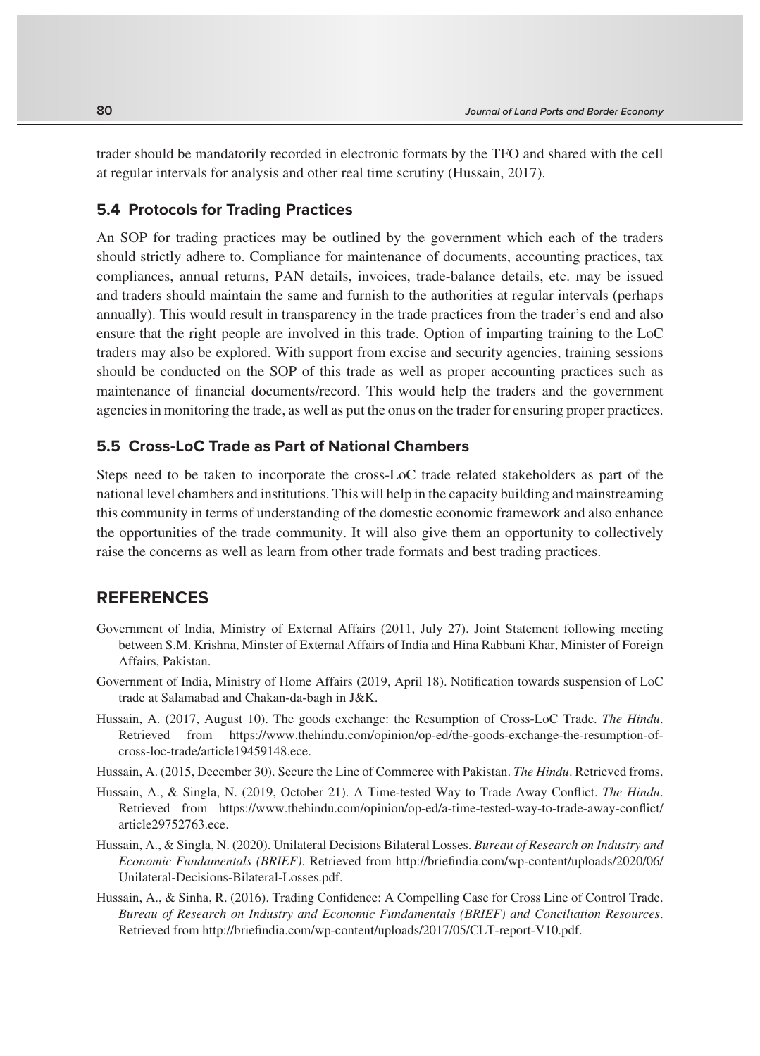trader should be mandatorily recorded in electronic formats by the TFO and shared with the cell at regular intervals for analysis and other real time scrutiny (Hussain, 2017).

### 5.4 Protocols for Trading Practices

An SOP for trading practices may be outlined by the government which each of the traders should strictly adhere to. Compliance for maintenance of documents, accounting practices, tax compliances, annual returns, PAN details, invoices, trade-balance details, etc. may be issued and traders should maintain the same and furnish to the authorities at regular intervals (perhaps annually). This would result in transparency in the trade practices from the trader's end and also ensure that the right people are involved in this trade. Option of imparting training to the LoC traders may also be explored. With support from excise and security agencies, training sessions should be conducted on the SOP of this trade as well as proper accounting practices such as maintenance of financial documents/record. This would help the traders and the government agencies in monitoring the trade, as well as put the onus on the trader for ensuring proper practices.

### 5.5 Cross-LoC Trade as Part of National Chambers

Steps need to be taken to incorporate the cross-LoC trade related stakeholders as part of the national level chambers and institutions. This will help in the capacity building and mainstreaming this community in terms of understanding of the domestic economic framework and also enhance the opportunities of the trade community. It will also give them an opportunity to collectively raise the concerns as well as learn from other trade formats and best trading practices.

## REFERENCES

Government of India, Ministry of External Affairs (2011, July 27). Joint Statement following meeting between S.M. Krishna, Minster of External Affairs of India and Hina Rabbani Khar, Minister of Foreign Affairs, Pakistan.

Government of India, Ministry of Home Affairs (2019, April 18). Notification towards suspension of LoC trade at Salamabad and Chakan-da-bagh in J&K.

Hussain, A. (2017, August 10). The goods exchange: the Resumption of Cross-LoC Trade. *The Hindu*. Retrieved from https://www.thehindu.com/opinion/op-ed/the-goods-exchange-the-resumption-of-cross-loc-trade/article19459148.ece.

Hussain, A. (2015, December 30). Secure the Line of Commerce with Pakistan. *The Hindu*. Retrieved froms.

Hussain, A., & Singla, N. (2019, October 21). A Time-tested Way to Trade Away Conflict. *The Hindu*. Retrieved from https://www.thehindu.com/opinion/op-ed/a-time-tested-way-to-trade-away-conflict/article29752763.ece.

Hussain, A., & Singla, N. (2020). Unilateral Decisions Bilateral Losses. *Bureau of Research on Industry and Economic Fundamentals (BRIEF)*. Retrieved from http://briefindia.com/wp-content/uploads/2020/06/Unilateral-Decisions-Bilateral-Losses.pdf.

Hussain, A., & Sinha, R. (2016). Trading Confidence: A Compelling Case for Cross Line of Control Trade. *Bureau of Research on Industry and Economic Fundamentals (BRIEF) and Conciliation Resources*. Retrieved from http://briefindia.com/wp-content/uploads/2017/05/CLT-report-V10.pdf.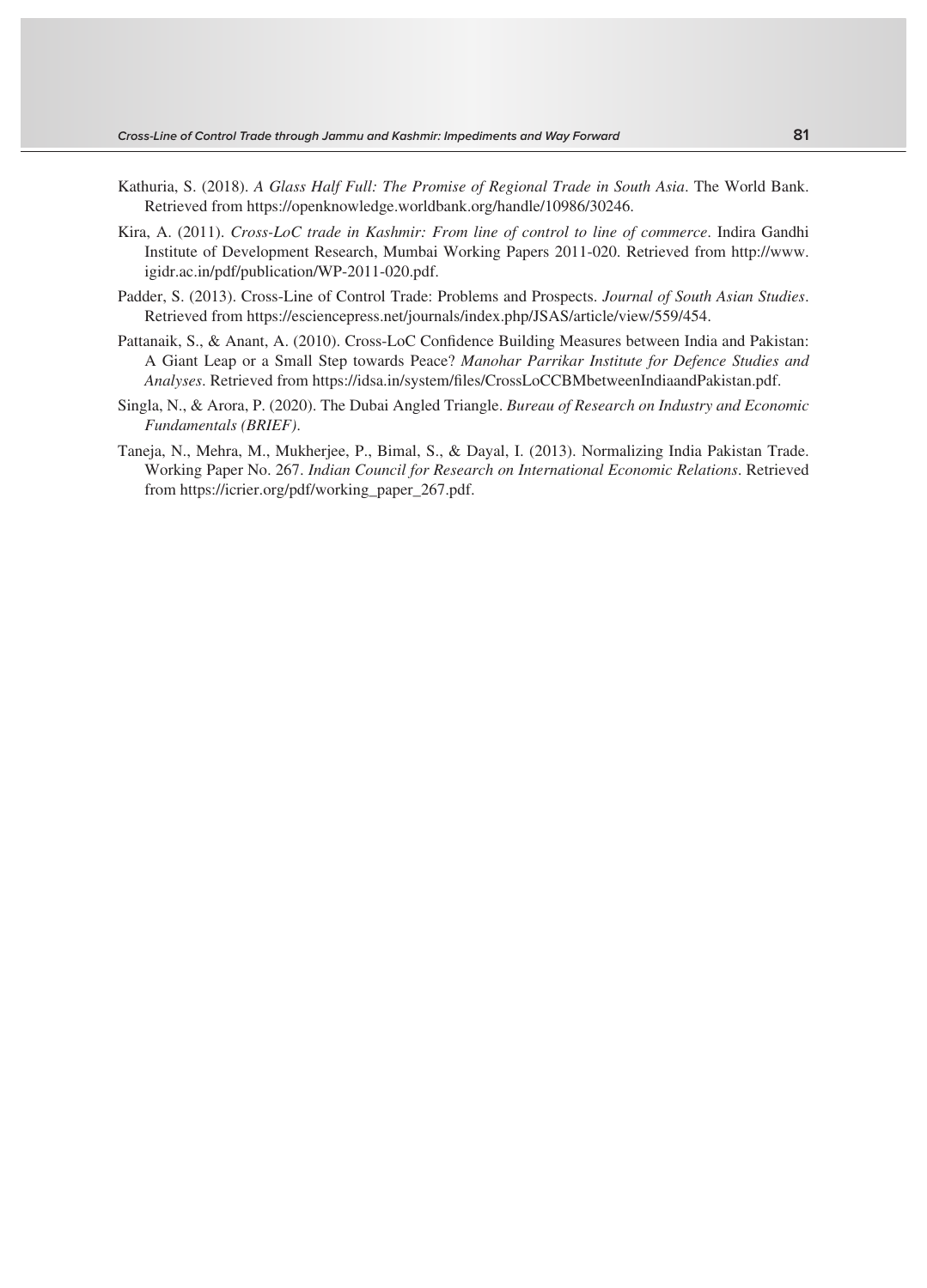Kathuria, S. (2018). *A Glass Half Full: The Promise of Regional Trade in South Asia*. The World Bank. Retrieved from https://openknowledge.worldbank.org/handle/10986/30246.

Kira, A. (2011). *Cross-LoC trade in Kashmir: From line of control to line of commerce*. Indira Gandhi Institute of Development Research, Mumbai Working Papers 2011-020. Retrieved from http://www.igidr.ac.in/pdf/publication/WP-2011-020.pdf.

Padder, S. (2013). Cross-Line of Control Trade: Problems and Prospects. *Journal of South Asian Studies*. Retrieved from https://esciencepress.net/journals/index.php/JSAS/article/view/559/454.

Pattanaik, S., & Anant, A. (2010). Cross-LoC Confidence Building Measures between India and Pakistan: A Giant Leap or a Small Step towards Peace? *Manohar Parrikar Institute for Defence Studies and Analyses*. Retrieved from https://idsa.in/system/files/CrossLoCCBMbetweenIndiaandPakistan.pdf.

Singla, N., & Arora, P. (2020). The Dubai Angled Triangle. *Bureau of Research on Industry and Economic Fundamentals (BRIEF)*.

Taneja, N., Mehra, M., Mukherjee, P., Bimal, S., & Dayal, I. (2013). Normalizing India Pakistan Trade. Working Paper No. 267. *Indian Council for Research on International Economic Relations*. Retrieved from https://icrier.org/pdf/working_paper_267.pdf.